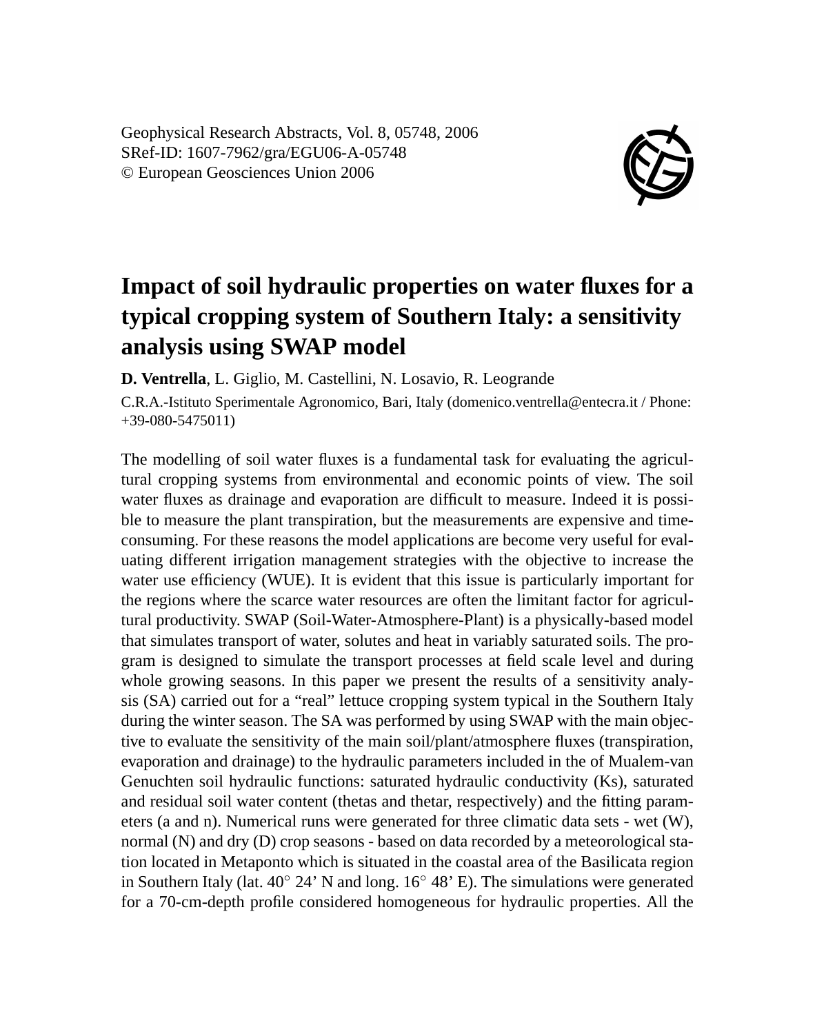# Impact of soil hydraulic properties on water fluxes for a typical cropping system of Southern Italy: a sensitivity analysis using SWAP model

**D. Ventrella**, L. Giglio, M. Castellini, N. Losavio, R. Leogrande

C.R.A.-Istituto Sperimentale Agronomico, Bari, Italy (domenico.ventrella@entecra.it / Phone: +39-080-5475011)

The modelling of soil water fluxes is a fundamental task for evaluating the agricultural cropping systems from environmental and economic points of view. The soil water fluxes as drainage and evaporation are difficult to measure. Indeed it is possible to measure the plant transpiration, but the measurements are expensive and time-consuming. For these reasons the model applications are become very useful for evaluating different irrigation management strategies with the objective to increase the water use efficiency (WUE). It is evident that this issue is particularly important for the regions where the scarce water resources are often the limitant factor for agricultural productivity. SWAP (Soil-Water-Atmosphere-Plant) is a physically-based model that simulates transport of water, solutes and heat in variably saturated soils. The program is designed to simulate the transport processes at field scale level and during whole growing seasons. In this paper we present the results of a sensitivity analysis (SA) carried out for a "real" lettuce cropping system typical in the Southern Italy during the winter season. The SA was performed by using SWAP with the main objective to evaluate the sensitivity of the main soil/plant/atmosphere fluxes (transpiration, evaporation and drainage) to the hydraulic parameters included in the of Mualem-van Genuchten soil hydraulic functions: saturated hydraulic conductivity (Ks), saturated and residual soil water content (thetas and thetar, respectively) and the fitting parameters (a and n). Numerical runs were generated for three climatic data sets - wet (W), normal (N) and dry (D) crop seasons - based on data recorded by a meteorological station located in Metaponto which is situated in the coastal area of the Basilicata region in Southern Italy (lat. 40° 24' N and long. 16° 48' E). The simulations were generated for a 70-cm-depth profile considered homogeneous for hydraulic properties. All the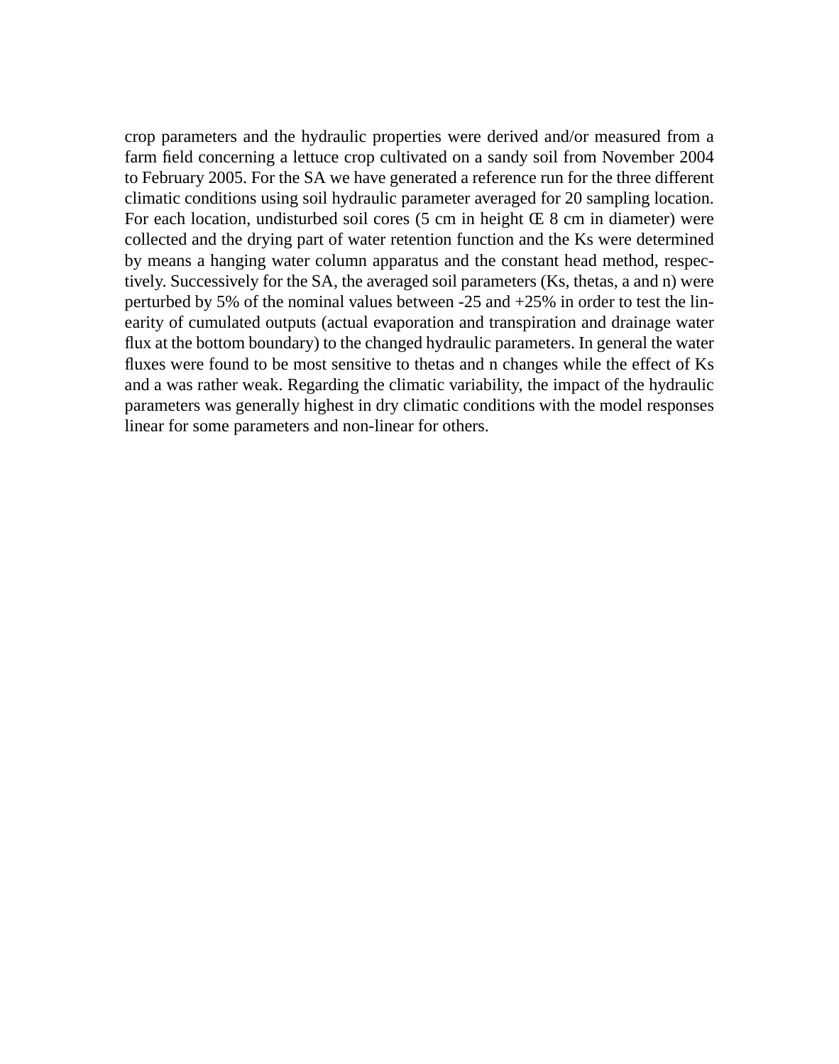crop parameters and the hydraulic properties were derived and/or measured from a farm field concerning a lettuce crop cultivated on a sandy soil from November 2004 to February 2005. For the SA we have generated a reference run for the three different climatic conditions using soil hydraulic parameter averaged for 20 sampling location. For each location, undisturbed soil cores (5 cm in height Œ 8 cm in diameter) were collected and the drying part of water retention function and the Ks were determined by means a hanging water column apparatus and the constant head method, respectively. Successively for the SA, the averaged soil parameters (Ks, thetas, a and n) were perturbed by 5% of the nominal values between -25 and +25% in order to test the linearity of cumulated outputs (actual evaporation and transpiration and drainage water flux at the bottom boundary) to the changed hydraulic parameters. In general the water fluxes were found to be most sensitive to thetas and n changes while the effect of Ks and a was rather weak. Regarding the climatic variability, the impact of the hydraulic parameters was generally highest in dry climatic conditions with the model responses linear for some parameters and non-linear for others.